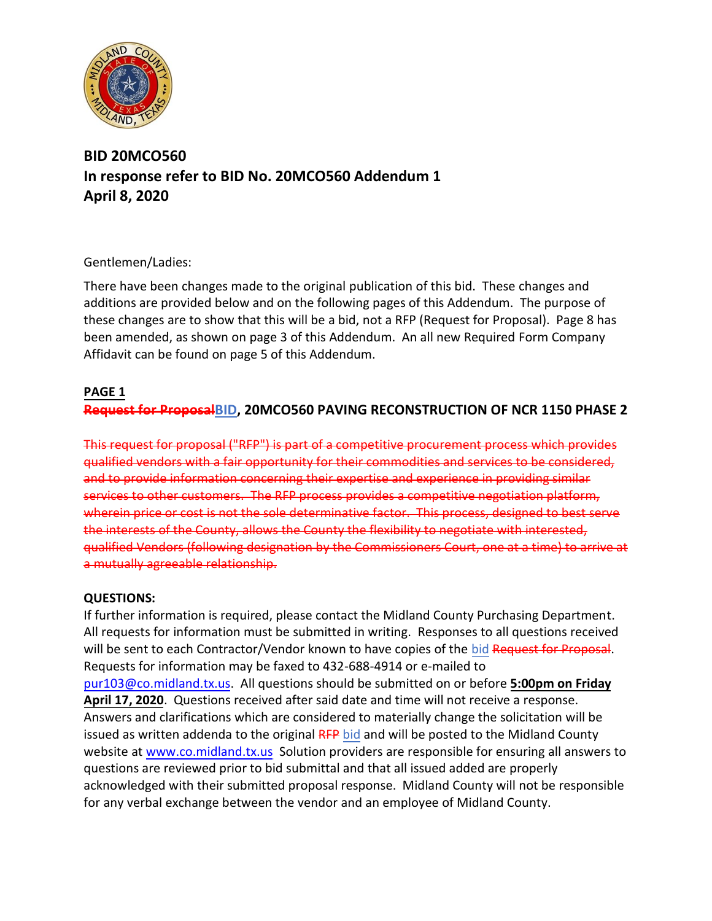**BID 20MCO560**
**In response refer to BID No. 20MCO560 Addendum 1**
**April 8, 2020**

Gentlemen/Ladies:

There have been changes made to the original publication of this bid. These changes and additions are provided below and on the following pages of this Addendum. The purpose of these changes are to show that this will be a bid, not a RFP (Request for Proposal). Page 8 has been amended, as shown on page 3 of this Addendum. An all new Required Form Company Affidavit can be found on page 5 of this Addendum.

**PAGE 1**

**~~Request for Proposal~~BID, 20MCO560 PAVING RECONSTRUCTION OF NCR 1150 PHASE 2**

~~This request for proposal ("RFP") is part of a competitive procurement process which provides qualified vendors with a fair opportunity for their commodities and services to be considered, and to provide information concerning their expertise and experience in providing similar services to other customers. The RFP process provides a competitive negotiation platform, wherein price or cost is not the sole determinative factor. This process, designed to best serve the interests of the County, allows the County the flexibility to negotiate with interested, qualified Vendors (following designation by the Commissioners Court, one at a time) to arrive at a mutually agreeable relationship.~~

**QUESTIONS:**

If further information is required, please contact the Midland County Purchasing Department. All requests for information must be submitted in writing. Responses to all questions received will be sent to each Contractor/Vendor known to have copies of the bid ~~Request for Proposal~~. Requests for information may be faxed to 432-688-4914 or e-mailed to pur103@co.midland.tx.us. All questions should be submitted on or before **5:00pm on Friday April 17, 2020**. Questions received after said date and time will not receive a response. Answers and clarifications which are considered to materially change the solicitation will be issued as written addenda to the original ~~RFP~~ bid and will be posted to the Midland County website at www.co.midland.tx.us Solution providers are responsible for ensuring all answers to questions are reviewed prior to bid submittal and that all issued added are properly acknowledged with their submitted proposal response. Midland County will not be responsible for any verbal exchange between the vendor and an employee of Midland County.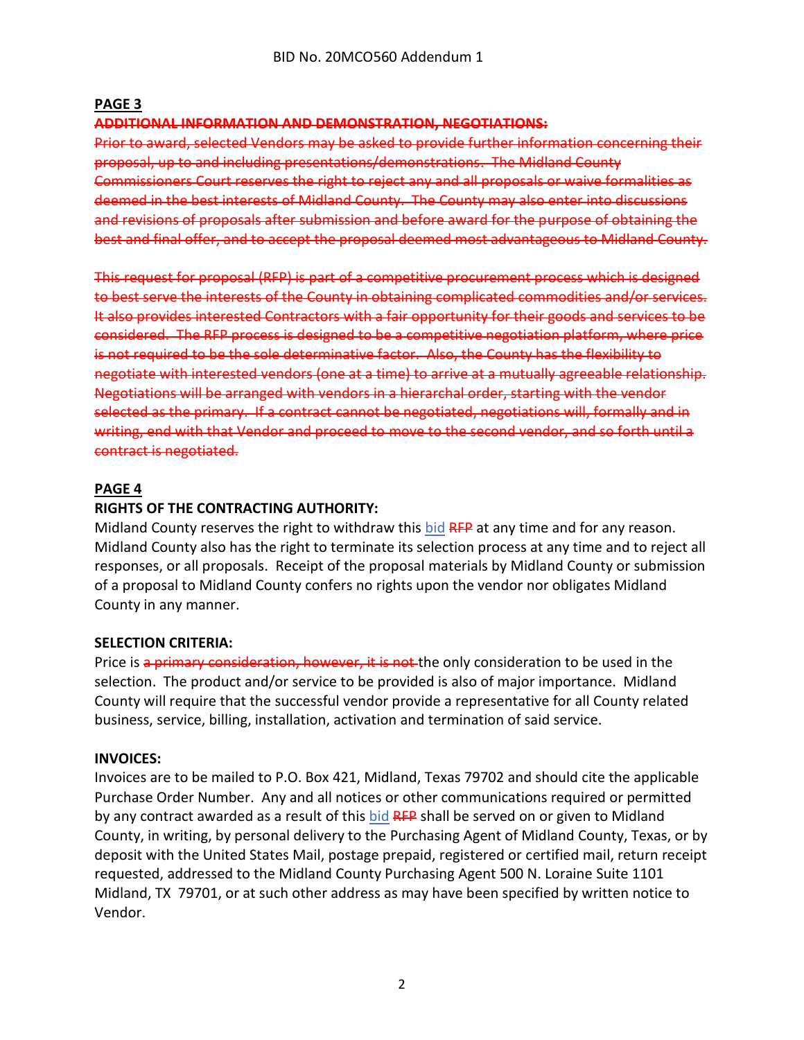**PAGE 3**

~~**ADDITIONAL INFORMATION AND DEMONSTRATION, NEGOTIATIONS:**~~

~~Prior to award, selected Vendors may be asked to provide further information concerning their proposal, up to and including presentations/demonstrations. The Midland County Commissioners Court reserves the right to reject any and all proposals or waive formalities as deemed in the best interests of Midland County. The County may also enter into discussions and revisions of proposals after submission and before award for the purpose of obtaining the best and final offer, and to accept the proposal deemed most advantageous to Midland County.~~

~~This request for proposal (RFP) is part of a competitive procurement process which is designed to best serve the interests of the County in obtaining complicated commodities and/or services. It also provides interested Contractors with a fair opportunity for their goods and services to be considered. The RFP process is designed to be a competitive negotiation platform, where price is not required to be the sole determinative factor. Also, the County has the flexibility to negotiate with interested vendors (one at a time) to arrive at a mutually agreeable relationship. Negotiations will be arranged with vendors in a hierarchal order, starting with the vendor selected as the primary. If a contract cannot be negotiated, negotiations will, formally and in writing, end with that Vendor and proceed to move to the second vendor, and so forth until a contract is negotiated.~~

**PAGE 4**

**RIGHTS OF THE CONTRACTING AUTHORITY:**

Midland County reserves the right to withdraw this bid ~~RFP~~ at any time and for any reason. Midland County also has the right to terminate its selection process at any time and to reject all responses, or all proposals. Receipt of the proposal materials by Midland County or submission of a proposal to Midland County confers no rights upon the vendor nor obligates Midland County in any manner.

**SELECTION CRITERIA:**

Price is ~~a primary consideration, however, it is not~~ the only consideration to be used in the selection. The product and/or service to be provided is also of major importance. Midland County will require that the successful vendor provide a representative for all County related business, service, billing, installation, activation and termination of said service.

**INVOICES:**

Invoices are to be mailed to P.O. Box 421, Midland, Texas 79702 and should cite the applicable Purchase Order Number. Any and all notices or other communications required or permitted by any contract awarded as a result of this bid ~~RFP~~ shall be served on or given to Midland County, in writing, by personal delivery to the Purchasing Agent of Midland County, Texas, or by deposit with the United States Mail, postage prepaid, registered or certified mail, return receipt requested, addressed to the Midland County Purchasing Agent 500 N. Loraine Suite 1101 Midland, TX 79701, or at such other address as may have been specified by written notice to Vendor.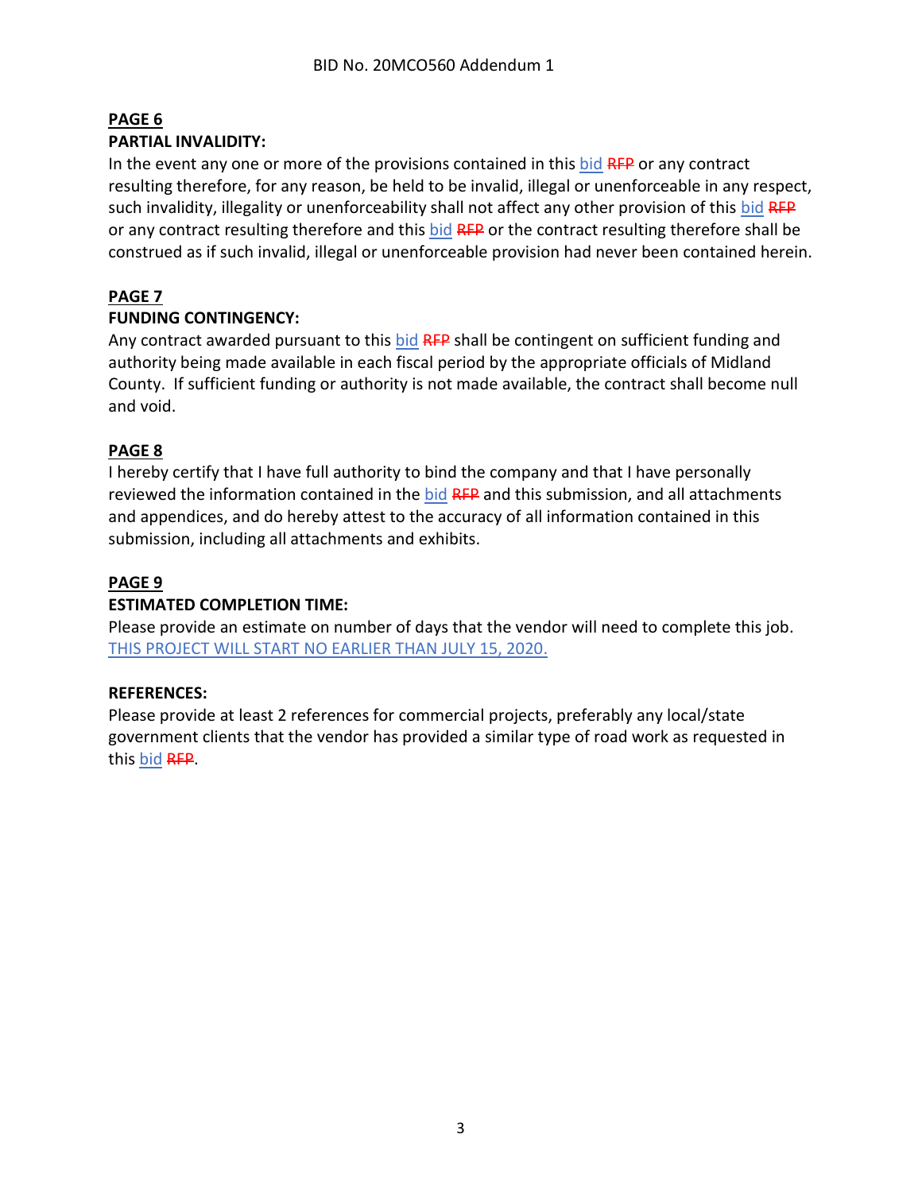**PAGE 6**

**PARTIAL INVALIDITY:**

In the event any one or more of the provisions contained in this bid ~~RFP~~ or any contract resulting therefore, for any reason, be held to be invalid, illegal or unenforceable in any respect, such invalidity, illegality or unenforceability shall not affect any other provision of this bid ~~RFP~~ or any contract resulting therefore and this bid ~~RFP~~ or the contract resulting therefore shall be construed as if such invalid, illegal or unenforceable provision had never been contained herein.

**PAGE 7**

**FUNDING CONTINGENCY:**

Any contract awarded pursuant to this bid ~~RFP~~ shall be contingent on sufficient funding and authority being made available in each fiscal period by the appropriate officials of Midland County. If sufficient funding or authority is not made available, the contract shall become null and void.

**PAGE 8**

I hereby certify that I have full authority to bind the company and that I have personally reviewed the information contained in the bid ~~RFP~~ and this submission, and all attachments and appendices, and do hereby attest to the accuracy of all information contained in this submission, including all attachments and exhibits.

**PAGE 9**

**ESTIMATED COMPLETION TIME:**

Please provide an estimate on number of days that the vendor will need to complete this job. THIS PROJECT WILL START NO EARLIER THAN JULY 15, 2020.

**REFERENCES:**

Please provide at least 2 references for commercial projects, preferably any local/state government clients that the vendor has provided a similar type of road work as requested in this bid ~~RFP~~.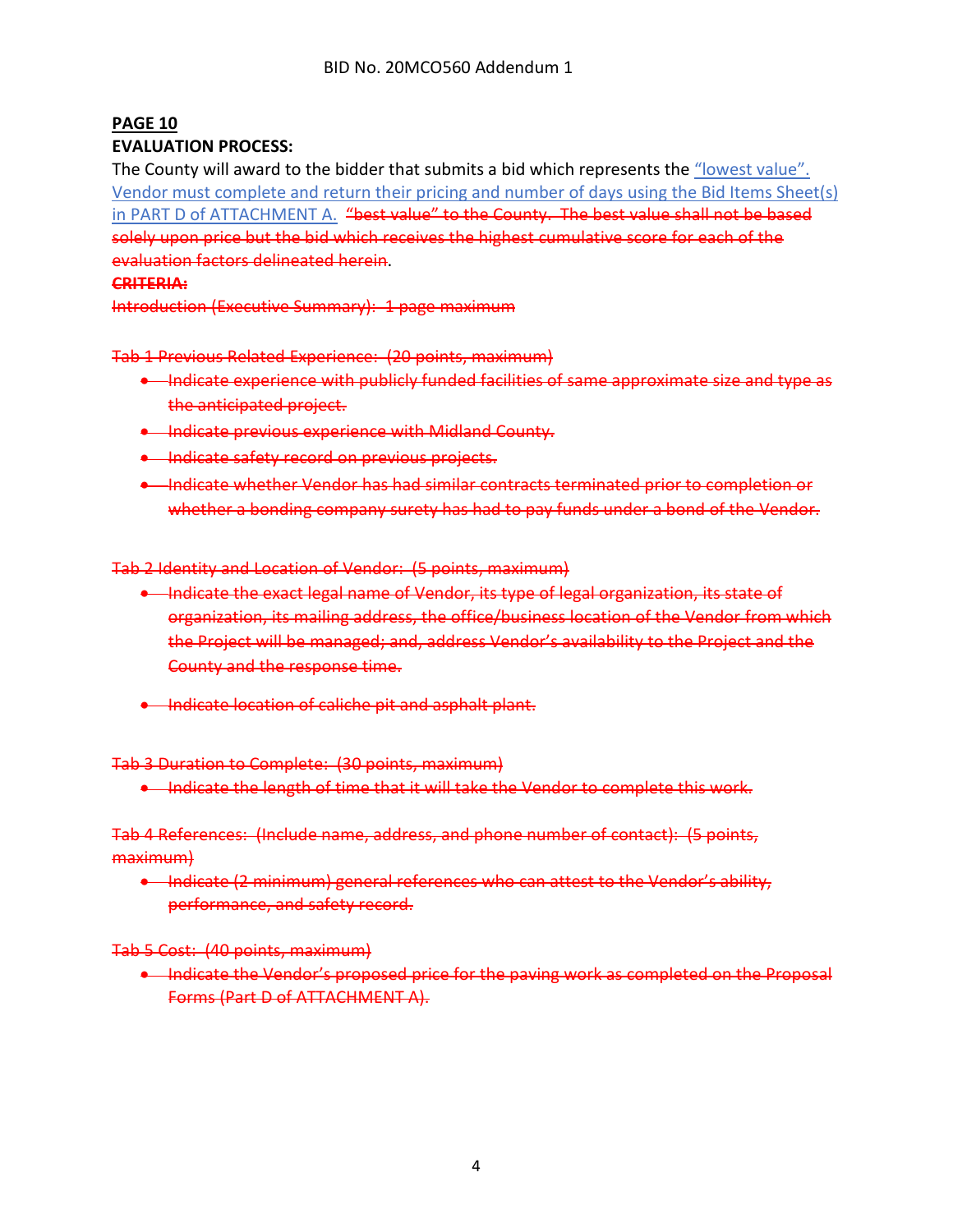**PAGE 10**

**EVALUATION PROCESS:**

The County will award to the bidder that submits a bid which represents the "lowest value". Vendor must complete and return their pricing and number of days using the Bid Items Sheet(s) in PART D of ATTACHMENT A. ~~"best value" to the County. The best value shall not be based solely upon price but the bid which receives the highest cumulative score for each of the evaluation factors delineated herein~~.

~~**CRITERIA:**~~

~~Introduction (Executive Summary): 1 page maximum~~

~~Tab 1 Previous Related Experience: (20 points, maximum)~~

- ~~Indicate experience with publicly funded facilities of same approximate size and type as the anticipated project.~~
- ~~Indicate previous experience with Midland County.~~
- ~~Indicate safety record on previous projects.~~
- ~~Indicate whether Vendor has had similar contracts terminated prior to completion or whether a bonding company surety has had to pay funds under a bond of the Vendor.~~

~~Tab 2 Identity and Location of Vendor: (5 points, maximum)~~

- ~~Indicate the exact legal name of Vendor, its type of legal organization, its state of organization, its mailing address, the office/business location of the Vendor from which the Project will be managed; and, address Vendor's availability to the Project and the County and the response time.~~
- ~~Indicate location of caliche pit and asphalt plant.~~

~~Tab 3 Duration to Complete: (30 points, maximum)~~

- ~~Indicate the length of time that it will take the Vendor to complete this work.~~

~~Tab 4 References: (Include name, address, and phone number of contact): (5 points, maximum)~~

- ~~Indicate (2 minimum) general references who can attest to the Vendor's ability, performance, and safety record.~~

~~Tab 5 Cost: (40 points, maximum)~~

- ~~Indicate the Vendor's proposed price for the paving work as completed on the Proposal Forms (Part D of ATTACHMENT A).~~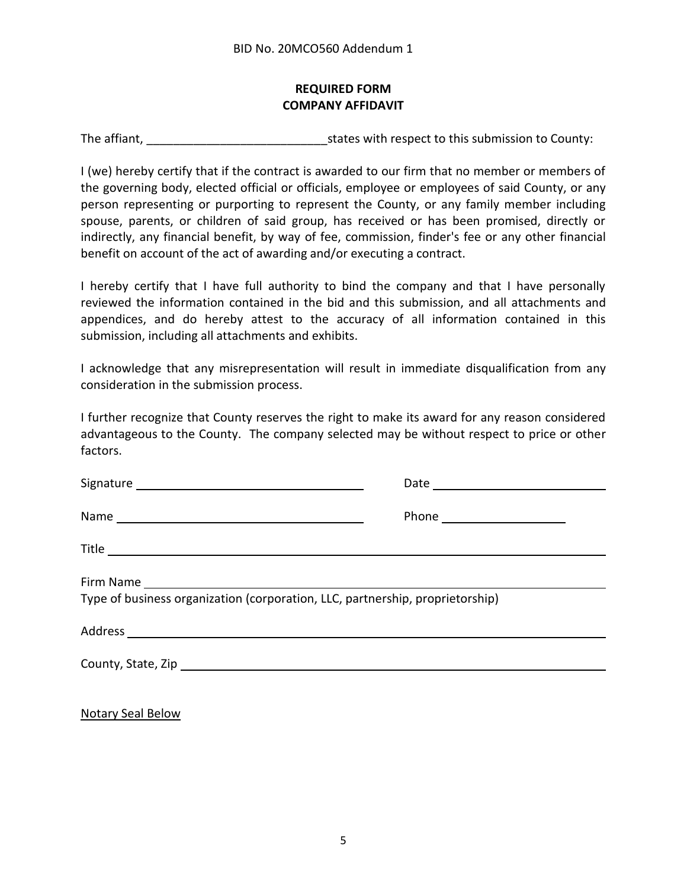BID No. 20MCO560 Addendum 1

**REQUIRED FORM**
**COMPANY AFFIDAVIT**

The affiant, ___________________________states with respect to this submission to County:

I (we) hereby certify that if the contract is awarded to our firm that no member or members of the governing body, elected official or officials, employee or employees of said County, or any person representing or purporting to represent the County, or any family member including spouse, parents, or children of said group, has received or has been promised, directly or indirectly, any financial benefit, by way of fee, commission, finder's fee or any other financial benefit on account of the act of awarding and/or executing a contract.

I hereby certify that I have full authority to bind the company and that I have personally reviewed the information contained in the bid and this submission, and all attachments and appendices, and do hereby attest to the accuracy of all information contained in this submission, including all attachments and exhibits.

I acknowledge that any misrepresentation will result in immediate disqualification from any consideration in the submission process.

I further recognize that County reserves the right to make its award for any reason considered advantageous to the County. The company selected may be without respect to price or other factors.

Signature ___________________________ Date ___________________________

Name ___________________________ Phone ___________________

Title ___________________________________________________________

Firm Name ___________________________________________________________
Type of business organization (corporation, LLC, partnership, proprietorship)

Address ___________________________________________________________

County, State, Zip ___________________________________________________________

Notary Seal Below